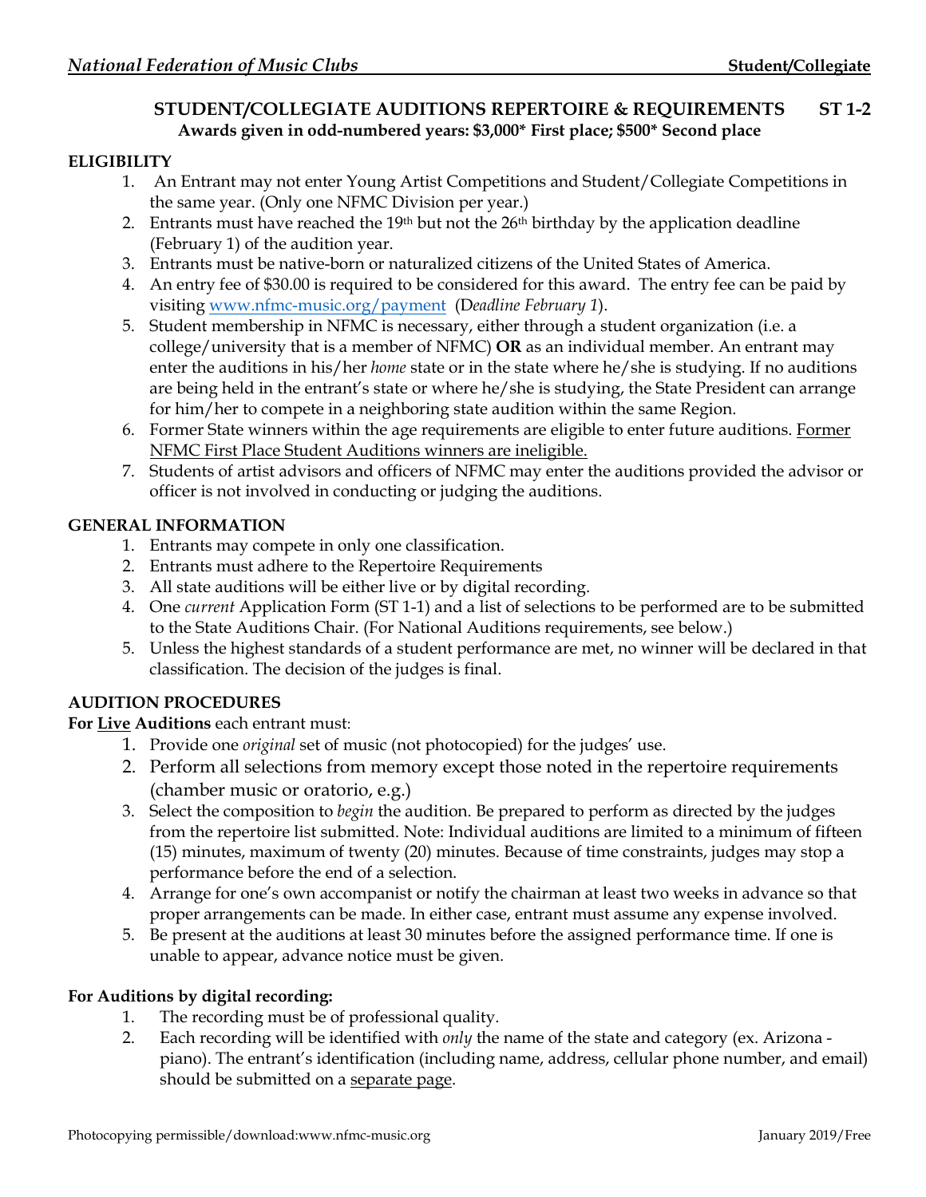## STUDENT/COLLEGIATE AUDITIONS REPERTOIRE & REQUIREMENTS ST 1-2

**Awards given in odd-numbered years: $3,000* First place; $500* Second place**

### ELIGIBILITY

1. An Entrant may not enter Young Artist Competitions and Student/Collegiate Competitions in the same year. (Only one NFMC Division per year.)
2. Entrants must have reached the 19th but not the 26th birthday by the application deadline (February 1) of the audition year.
3. Entrants must be native-born or naturalized citizens of the United States of America.
4. An entry fee of $30.00 is required to be considered for this award. The entry fee can be paid by visiting www.nfmc-music.org/payment (D*eadline February 1*).
5. Student membership in NFMC is necessary, either through a student organization (i.e. a college/university that is a member of NFMC) **OR** as an individual member. An entrant may enter the auditions in his/her *home* state or in the state where he/she is studying. If no auditions are being held in the entrant's state or where he/she is studying, the State President can arrange for him/her to compete in a neighboring state audition within the same Region.
6. Former State winners within the age requirements are eligible to enter future auditions. Former NFMC First Place Student Auditions winners are ineligible.
7. Students of artist advisors and officers of NFMC may enter the auditions provided the advisor or officer is not involved in conducting or judging the auditions.

### GENERAL INFORMATION

1. Entrants may compete in only one classification.
2. Entrants must adhere to the Repertoire Requirements
3. All state auditions will be either live or by digital recording.
4. One *current* Application Form (ST 1-1) and a list of selections to be performed are to be submitted to the State Auditions Chair. (For National Auditions requirements, see below.)
5. Unless the highest standards of a student performance are met, no winner will be declared in that classification. The decision of the judges is final.

### AUDITION PROCEDURES

**For Live Auditions** each entrant must:

1. Provide one *original* set of music (not photocopied) for the judges' use.
2. Perform all selections from memory except those noted in the repertoire requirements (chamber music or oratorio, e.g.)
3. Select the composition to *begin* the audition. Be prepared to perform as directed by the judges from the repertoire list submitted. Note: Individual auditions are limited to a minimum of fifteen (15) minutes, maximum of twenty (20) minutes. Because of time constraints, judges may stop a performance before the end of a selection.
4. Arrange for one's own accompanist or notify the chairman at least two weeks in advance so that proper arrangements can be made. In either case, entrant must assume any expense involved.
5. Be present at the auditions at least 30 minutes before the assigned performance time. If one is unable to appear, advance notice must be given.

**For Auditions by digital recording:**

1. The recording must be of professional quality.
2. Each recording will be identified with *only* the name of the state and category (ex. Arizona - piano). The entrant's identification (including name, address, cellular phone number, and email) should be submitted on a separate page.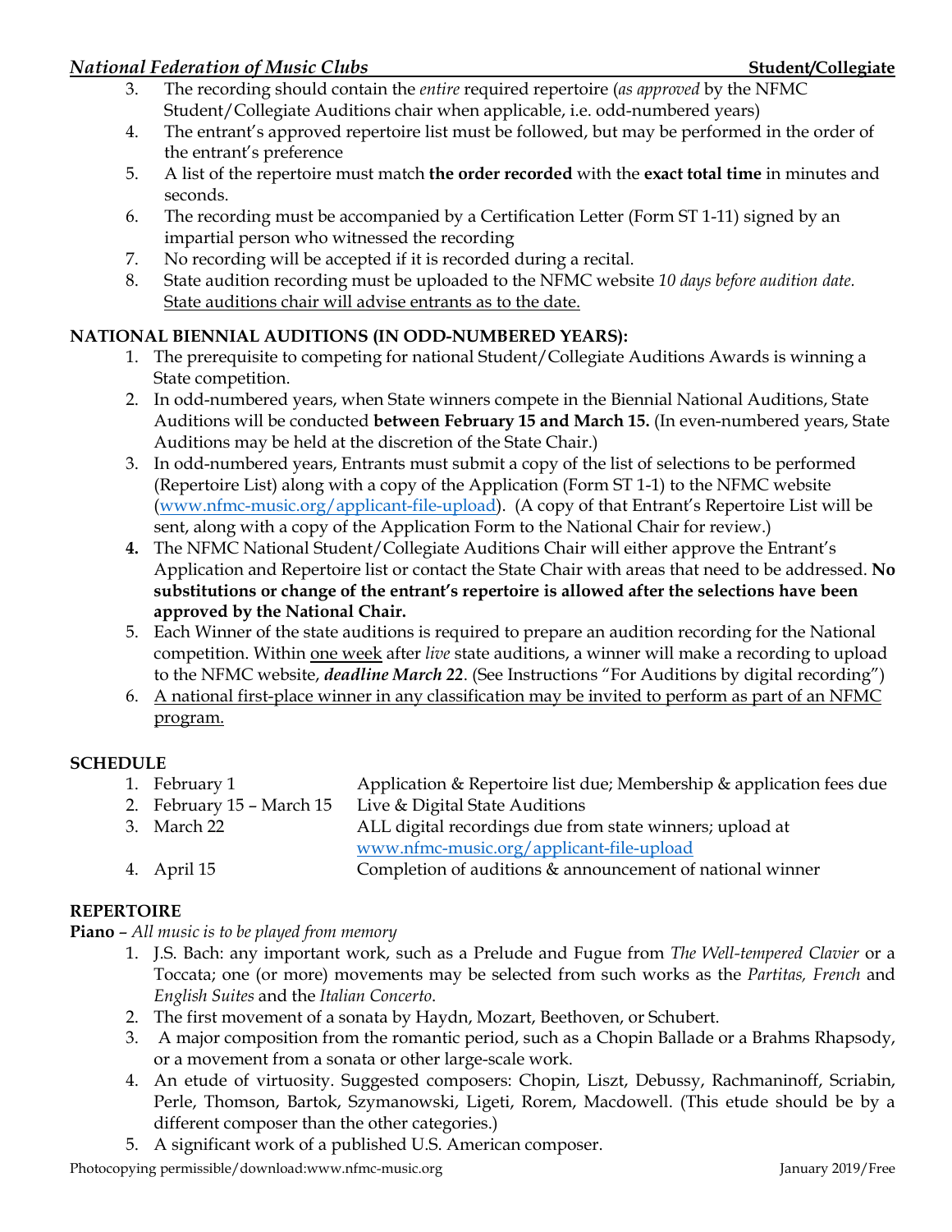3. The recording should contain the *entire* required repertoire (*as approved* by the NFMC Student/Collegiate Auditions chair when applicable, i.e. odd-numbered years)
4. The entrant's approved repertoire list must be followed, but may be performed in the order of the entrant's preference
5. A list of the repertoire must match **the order recorded** with the **exact total time** in minutes and seconds.
6. The recording must be accompanied by a Certification Letter (Form ST 1-11) signed by an impartial person who witnessed the recording
7. No recording will be accepted if it is recorded during a recital.
8. State audition recording must be uploaded to the NFMC website *10 days before audition date.* State auditions chair will advise entrants as to the date.

**NATIONAL BIENNIAL AUDITIONS (IN ODD-NUMBERED YEARS):**

1. The prerequisite to competing for national Student/Collegiate Auditions Awards is winning a State competition.
2. In odd-numbered years, when State winners compete in the Biennial National Auditions, State Auditions will be conducted **between February 15 and March 15.** (In even-numbered years, State Auditions may be held at the discretion of the State Chair.)
3. In odd-numbered years, Entrants must submit a copy of the list of selections to be performed (Repertoire List) along with a copy of the Application (Form ST 1-1) to the NFMC website (www.nfmc-music.org/applicant-file-upload). (A copy of that Entrant's Repertoire List will be sent, along with a copy of the Application Form to the National Chair for review.)
4. The NFMC National Student/Collegiate Auditions Chair will either approve the Entrant's Application and Repertoire list or contact the State Chair with areas that need to be addressed. **No substitutions or change of the entrant's repertoire is allowed after the selections have been approved by the National Chair.**
5. Each Winner of the state auditions is required to prepare an audition recording for the National competition. Within one week after *live* state auditions, a winner will make a recording to upload to the NFMC website, ***deadline March 22***. (See Instructions "For Auditions by digital recording")
6. A national first-place winner in any classification may be invited to perform as part of an NFMC program.

**SCHEDULE**

1. February 1 — Application & Repertoire list due; Membership & application fees due
2. February 15 – March 15 — Live & Digital State Auditions
3. March 22 — ALL digital recordings due from state winners; upload at www.nfmc-music.org/applicant-file-upload
4. April 15 — Completion of auditions & announcement of national winner

**REPERTOIRE**

**Piano** – *All music is to be played from memory*

1. J.S. Bach: any important work, such as a Prelude and Fugue from *The Well-tempered Clavier* or a Toccata; one (or more) movements may be selected from such works as the *Partitas, French* and *English Suites* and the *Italian Concerto*.
2. The first movement of a sonata by Haydn, Mozart, Beethoven, or Schubert.
3. A major composition from the romantic period, such as a Chopin Ballade or a Brahms Rhapsody, or a movement from a sonata or other large-scale work.
4. An etude of virtuosity. Suggested composers: Chopin, Liszt, Debussy, Rachmaninoff, Scriabin, Perle, Thomson, Bartok, Szymanowski, Ligeti, Rorem, Macdowell. (This etude should be by a different composer than the other categories.)
5. A significant work of a published U.S. American composer.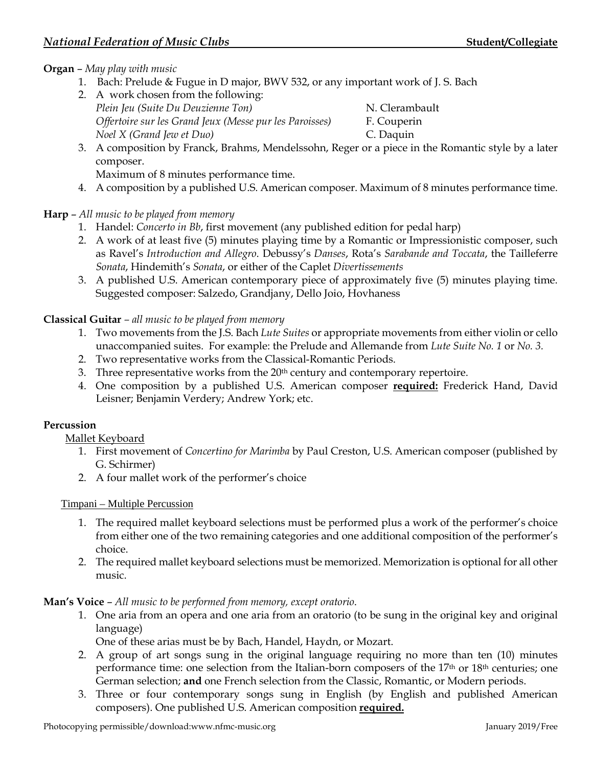**Organ** – *May play with music*

1. Bach: Prelude & Fugue in D major, BWV 532, or any important work of J. S. Bach
2. A work chosen from the following:

   | | |
   |---|---|
   | *Plein Jeu (Suite Du Deuzienne Ton)* | N. Clerambault |
   | *Offertoire sur les Grand Jeux (Messe pur les Paroisses)* | F. Couperin |
   | *Noel X (Grand Jew et Duo)* | C. Daquin |

3. A composition by Franck, Brahms, Mendelssohn, Reger or a piece in the Romantic style by a later composer.
   Maximum of 8 minutes performance time.
4. A composition by a published U.S. American composer. Maximum of 8 minutes performance time.

**Harp** – *All music to be played from memory*

1. Handel: *Concerto in Bb*, first movement (any published edition for pedal harp)
2. A work of at least five (5) minutes playing time by a Romantic or Impressionistic composer, such as Ravel's *Introduction and Allegro*. Debussy's *Danses*, Rota's *Sarabande and Toccata*, the Tailleferre *Sonata*, Hindemith's *Sonata*, or either of the Caplet *Divertissements*
3. A published U.S. American contemporary piece of approximately five (5) minutes playing time. Suggested composer: Salzedo, Grandjany, Dello Joio, Hovhaness

**Classical Guitar** – *all music to be played from memory*

1. Two movements from the J.S. Bach *Lute Suites* or appropriate movements from either violin or cello unaccompanied suites. For example: the Prelude and Allemande from *Lute Suite No. 1* or *No. 3*.
2. Two representative works from the Classical-Romantic Periods.
3. Three representative works from the 20th century and contemporary repertoire.
4. One composition by a published U.S. American composer **required:** Frederick Hand, David Leisner; Benjamin Verdery; Andrew York; etc.

**Percussion**

Mallet Keyboard

1. First movement of *Concertino for Marimba* by Paul Creston, U.S. American composer (published by G. Schirmer)
2. A four mallet work of the performer's choice

Timpani – Multiple Percussion

1. The required mallet keyboard selections must be performed plus a work of the performer's choice from either one of the two remaining categories and one additional composition of the performer's choice.
2. The required mallet keyboard selections must be memorized. Memorization is optional for all other music.

**Man's Voice** – *All music to be performed from memory, except oratorio.*

1. One aria from an opera and one aria from an oratorio (to be sung in the original key and original language)
   One of these arias must be by Bach, Handel, Haydn, or Mozart.
2. A group of art songs sung in the original language requiring no more than ten (10) minutes performance time: one selection from the Italian-born composers of the 17th or 18th centuries; one German selection; **and** one French selection from the Classic, Romantic, or Modern periods.
3. Three or four contemporary songs sung in English (by English and published American composers). One published U.S. American composition **required.**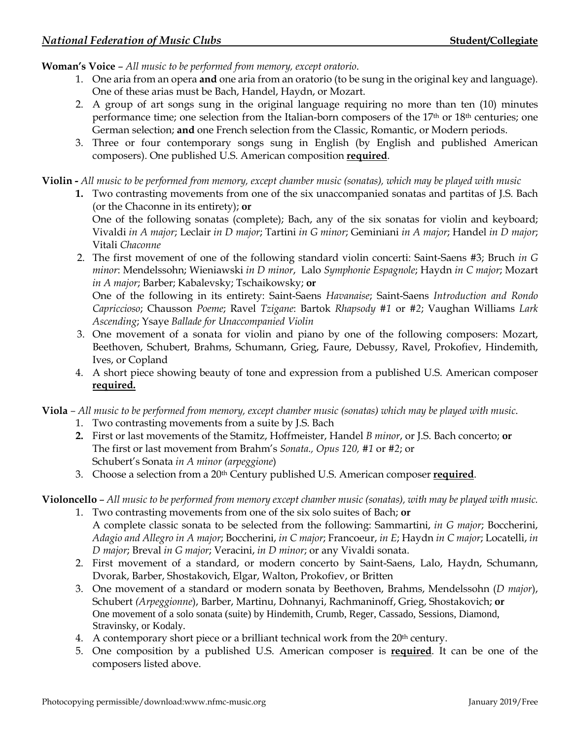**Woman's Voice** – *All music to be performed from memory, except oratorio.*

1. One aria from an opera **and** one aria from an oratorio (to be sung in the original key and language). One of these arias must be Bach, Handel, Haydn, or Mozart.
2. A group of art songs sung in the original language requiring no more than ten (10) minutes performance time; one selection from the Italian-born composers of the 17th or 18th centuries; one German selection; **and** one French selection from the Classic, Romantic, or Modern periods.
3. Three or four contemporary songs sung in English (by English and published American composers). One published U.S. American composition **required**.

**Violin -** *All music to be performed from memory, except chamber music (sonatas), which may be played with music*

1. Two contrasting movements from one of the six unaccompanied sonatas and partitas of J.S. Bach (or the Chaconne in its entirety); **or**
   One of the following sonatas (complete); Bach, any of the six sonatas for violin and keyboard; Vivaldi *in A major*; Leclair *in D major*; Tartini *in G minor*; Geminiani *in A major*; Handel *in D major*; Vitali *Chaconne*
2. The first movement of one of the following standard violin concerti: Saint-Saens #3; Bruch *in G minor*: Mendelssohn; Wieniawski *in D minor*, Lalo *Symphonie Espagnole*; Haydn *in C major*; Mozart *in A major*; Barber; Kabalevsky; Tschaikowsky; **or**
   One of the following in its entirety: Saint-Saens *Havanaise*; Saint-Saens *Introduction and Rondo Capriccioso*; Chausson *Poeme*; Ravel *Tzigane*: Bartok *Rhapsody #1* or *#2*; Vaughan Williams *Lark Ascending*; Ysaye *Ballade for Unaccompanied Violin*
3. One movement of a sonata for violin and piano by one of the following composers: Mozart, Beethoven, Schubert, Brahms, Schumann, Grieg, Faure, Debussy, Ravel, Prokofiev, Hindemith, Ives, or Copland
4. A short piece showing beauty of tone and expression from a published U.S. American composer **required.**

**Viola** – *All music to be performed from memory, except chamber music (sonatas) which may be played with music.*

1. Two contrasting movements from a suite by J.S. Bach
2. First or last movements of the Stamitz, Hoffmeister, Handel *B minor*, or J.S. Bach concerto; **or**
   The first or last movement from Brahm's *Sonata., Opus 120, #1* or *#2*; or
   Schubert's Sonata *in A minor (arpeggione*)
3. Choose a selection from a 20th Century published U.S. American composer **required**.

**Violoncello** – *All music to be performed from memory except chamber music (sonatas), with may be played with music.*

1. Two contrasting movements from one of the six solo suites of Bach; **or**
   A complete classic sonata to be selected from the following: Sammartini, *in G major*; Boccherini, *Adagio and Allegro in A major*; Boccherini, *in C major*; Francoeur, *in E*; Haydn *in C major*; Locatelli, *in D major*; Breval *in G major*; Veracini, *in D minor*; or any Vivaldi sonata.
2. First movement of a standard, or modern concerto by Saint-Saens, Lalo, Haydn, Schumann, Dvorak, Barber, Shostakovich, Elgar, Walton, Prokofiev, or Britten
3. One movement of a standard or modern sonata by Beethoven, Brahms, Mendelssohn (*D major*), Schubert *(Arpeggionne*), Barber, Martinu, Dohnanyi, Rachmaninoff, Grieg, Shostakovich; **or**
   One movement of a solo sonata (suite) by Hindemith, Crumb, Reger, Cassado, Sessions, Diamond, Stravinsky, or Kodaly.
4. A contemporary short piece or a brilliant technical work from the 20th century.
5. One composition by a published U.S. American composer is **required**. It can be one of the composers listed above.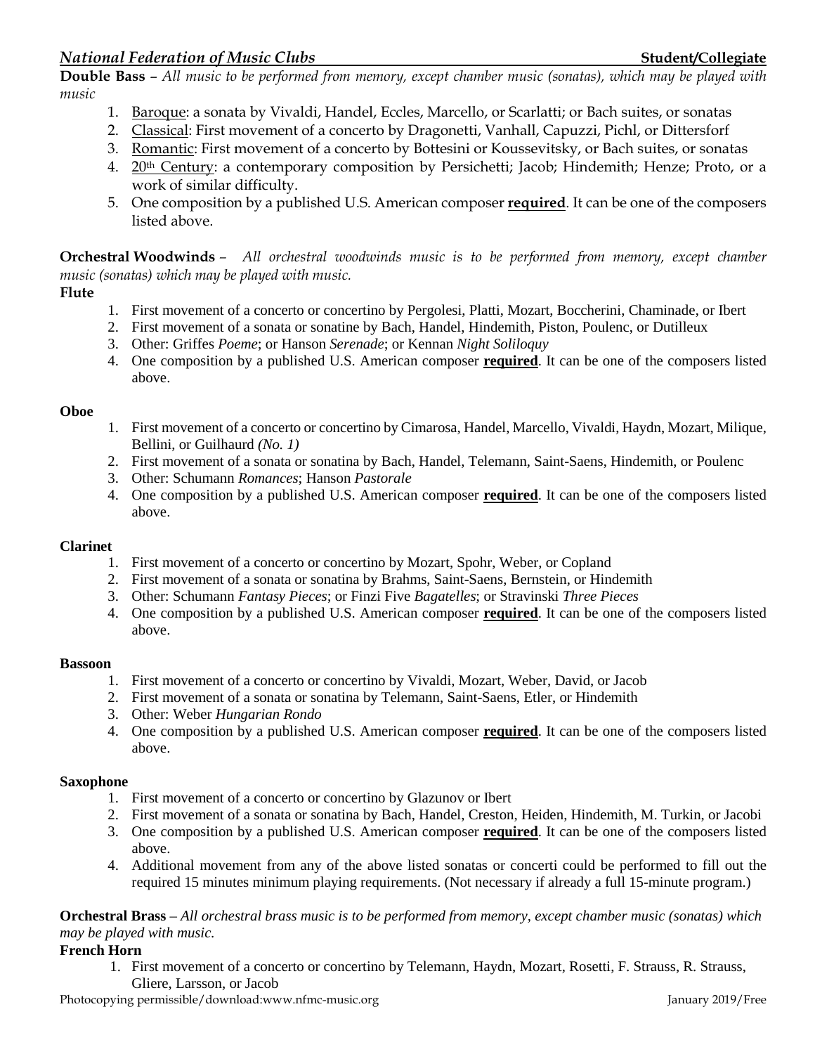**Double Bass** – *All music to be performed from memory, except chamber music (sonatas), which may be played with music*

1. <u>Baroque</u>: a sonata by Vivaldi, Handel, Eccles, Marcello, or Scarlatti; or Bach suites, or sonatas
2. <u>Classical</u>: First movement of a concerto by Dragonetti, Vanhall, Capuzzi, Pichl, or Dittersforf
3. <u>Romantic</u>: First movement of a concerto by Bottesini or Koussevitsky, or Bach suites, or sonatas
4. <u>20th Century</u>: a contemporary composition by Persichetti; Jacob; Hindemith; Henze; Proto, or a work of similar difficulty.
5. One composition by a published U.S. American composer **<u>required</u>**. It can be one of the composers listed above.

**Orchestral Woodwinds** – *All orchestral woodwinds music is to be performed from memory, except chamber music (sonatas) which may be played with music.*

**Flute**

1. First movement of a concerto or concertino by Pergolesi, Platti, Mozart, Boccherini, Chaminade, or Ibert
2. First movement of a sonata or sonatine by Bach, Handel, Hindemith, Piston, Poulenc, or Dutilleux
3. Other: Griffes *Poeme*; or Hanson *Serenade*; or Kennan *Night Soliloquy*
4. One composition by a published U.S. American composer **<u>required</u>**. It can be one of the composers listed above.

**Oboe**

1. First movement of a concerto or concertino by Cimarosa, Handel, Marcello, Vivaldi, Haydn, Mozart, Milique, Bellini, or Guilhaurd *(No. 1)*
2. First movement of a sonata or sonatina by Bach, Handel, Telemann, Saint-Saens, Hindemith, or Poulenc
3. Other: Schumann *Romances*; Hanson *Pastorale*
4. One composition by a published U.S. American composer **<u>required</u>**. It can be one of the composers listed above.

**Clarinet**

1. First movement of a concerto or concertino by Mozart, Spohr, Weber, or Copland
2. First movement of a sonata or sonatina by Brahms, Saint-Saens, Bernstein, or Hindemith
3. Other: Schumann *Fantasy Pieces*; or Finzi Five *Bagatelles*; or Stravinski *Three Pieces*
4. One composition by a published U.S. American composer **<u>required</u>**. It can be one of the composers listed above.

**Bassoon**

1. First movement of a concerto or concertino by Vivaldi, Mozart, Weber, David, or Jacob
2. First movement of a sonata or sonatina by Telemann, Saint-Saens, Etler, or Hindemith
3. Other: Weber *Hungarian Rondo*
4. One composition by a published U.S. American composer **<u>required</u>**. It can be one of the composers listed above.

**Saxophone**

1. First movement of a concerto or concertino by Glazunov or Ibert
2. First movement of a sonata or sonatina by Bach, Handel, Creston, Heiden, Hindemith, M. Turkin, or Jacobi
3. One composition by a published U.S. American composer **<u>required</u>**. It can be one of the composers listed above.
4. Additional movement from any of the above listed sonatas or concerti could be performed to fill out the required 15 minutes minimum playing requirements. (Not necessary if already a full 15-minute program.)

**Orchestral Brass** – *All orchestral brass music is to be performed from memory, except chamber music (sonatas) which may be played with music.*

**French Horn**

1. First movement of a concerto or concertino by Telemann, Haydn, Mozart, Rosetti, F. Strauss, R. Strauss, Gliere, Larsson, or Jacob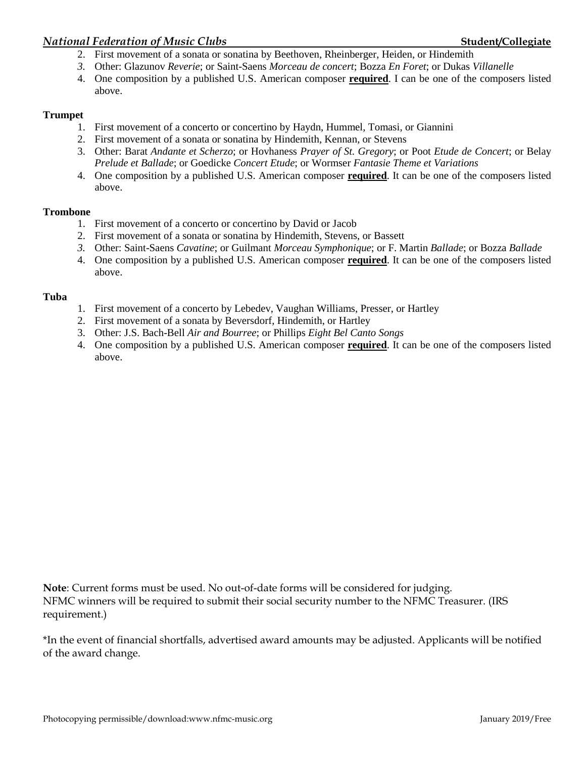2. First movement of a sonata or sonatina by Beethoven, Rheinberger, Heiden, or Hindemith
3. Other: Glazunov *Reverie*; or Saint-Saens *Morceau de concert*; Bozza *En Foret*; or Dukas *Villanelle*
4. One composition by a published U.S. American composer **required**. I can be one of the composers listed above.

**Trumpet**

1. First movement of a concerto or concertino by Haydn, Hummel, Tomasi, or Giannini
2. First movement of a sonata or sonatina by Hindemith, Kennan, or Stevens
3. Other: Barat *Andante et Scherzo*; or Hovhaness *Prayer of St. Gregory*; or Poot *Etude de Concert*; or Belay *Prelude et Ballade*; or Goedicke *Concert Etude*; or Wormser *Fantasie Theme et Variations*
4. One composition by a published U.S. American composer **required**. It can be one of the composers listed above.

**Trombone**

1. First movement of a concerto or concertino by David or Jacob
2. First movement of a sonata or sonatina by Hindemith, Stevens, or Bassett
3. Other: Saint-Saens *Cavatine*; or Guilmant *Morceau Symphonique*; or F. Martin *Ballade*; or Bozza *Ballade*
4. One composition by a published U.S. American composer **required**. It can be one of the composers listed above.

**Tuba**

1. First movement of a concerto by Lebedev, Vaughan Williams, Presser, or Hartley
2. First movement of a sonata by Beversdorf, Hindemith, or Hartley
3. Other: J.S. Bach-Bell *Air and Bourree*; or Phillips *Eight Bel Canto Songs*
4. One composition by a published U.S. American composer **required**. It can be one of the composers listed above.

**Note**: Current forms must be used. No out-of-date forms will be considered for judging.
NFMC winners will be required to submit their social security number to the NFMC Treasurer. (IRS requirement.)

*In the event of financial shortfalls, advertised award amounts may be adjusted. Applicants will be notified of the award change.